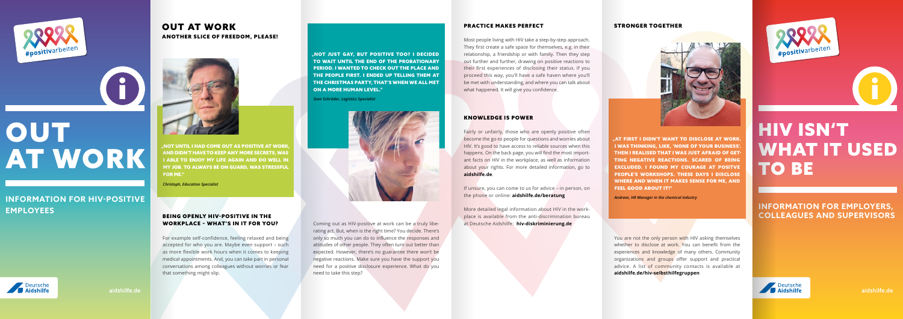#positivarbeiten

# OUT AT WORK

## INFORMATION FOR HIV-POSITIVE EMPLOYEES

Deutsche Aidshilfe

aidshilfe.de

## OUT AT WORK

### ANOTHER SLICE OF FREEDOM, PLEASE!

**„NOT UNTIL I HAD COME OUT AS POSITIVE AT WORK, AND DIDN'T HAVE TO KEEP ANY MORE SECRETS, WAS I ABLE TO ENJOY MY LIFE AGAIN AND DO WELL IN MY JOB. TO ALWAYS BE ON GUARD, WAS STRESSFUL FOR ME."**

*Christoph, Education Specialist*

### BEING OPENLY HIV-POSITIVE IN THE WORKPLACE – WHAT'S IN IT FOR YOU?

For example self-confidence, feeling relaxed and being accepted for who you are. Maybe even support – such as more flexible work hours when it comes to keeping medical appointments. And, you can take part in personal conversations among colleagues without worries or fear that something might slip.

**„NOT JUST GAY, BUT POSITIVE TOO? I DECIDED TO WAIT UNTIL THE END OF THE PROBATIONARY PERIOD. I WANTED TO CHECK OUT THE PLACE AND THE PEOPLE FIRST. I ENDED UP TELLING THEM AT THE CHRISTMAS PARTY, THAT'S WHEN WE ALL MET ON A MORE HUMAN LEVEL."**

*Sven Schröder, Logistics Specialist*

Coming out as HIV-positive at work can be a truly liberating act. But, when is the right time? You decide. There's only so much you can do to influence the responses and attitudes of other people. They often turn out better than expected. However, there's no guarantee there won't be negative reactions. Make sure you have the support you need for a positive disclosure experience. What do you need to take this step?

### PRACTICE MAKES PERFECT

Most people living with HIV take a step-by-step approach. They first create a safe space for themselves, e.g. in their relationship, a friendship or with family. Then they step out further and further, drawing on positive reactions to their first experiences of disclosing their status. If you proceed this way, you'll have a safe haven where you'll be met with understanding, and where you can talk about what happened. It will give you confidence.

### KNOWLEDGE IS POWER

Fairly or unfairly, those who are openly positive often become the go-to people for questions and worries about HIV. It's good to have access to reliable sources when this happens. On the back page, you will find the most important facts on HIV in the workplace, as well as information about your rights. For more detailed information, go to **aidshilfe.de**.

If unsure, you can come to us for advice – in person, on the phone or online: **aidshilfe.de/beratung**

More detailed legal information about HIV in the workplace is available from the anti-discrimination bureau at Deutsche Aidshilfe: **hiv-diskriminierung.de**

### STRONGER TOGETHER

**„AT FIRST I DIDN'T WANT TO DISCLOSE AT WORK. I WAS THINKING, LIKE, 'NONE OF YOUR BUSINESS'. THEN I REALISED THAT I WAS JUST AFRAID OF GETTING NEGATIVE REACTIONS. SCARED OF BEING EXCLUDED. I FOUND MY COURAGE AT POSITVE PEOPLE'S WORKSHOPS. THESE DAYS I DISCLOSE WHERE AND WHEN IT MAKES SENSE FOR ME, AND FEEL GOOD ABOUT IT!"**

*Andreas, HR Manager in the chemical industry*

You are not the only person with HIV asking themselves whether to disclose at work. You can benefit from the experiences and knowledge of many others. Community organizations and groups offer support and practical advice. A list of community contacts is available at **aidshilfe.de/hiv-selbsthilfegruppen**

#positivarbeiten

# HIV ISN'T WHAT IT USED TO BE

## INFORMATION FOR EMPLOYERS, COLLEAGUES AND SUPERVISORS

Deutsche Aidshilfe

aidshilfe.de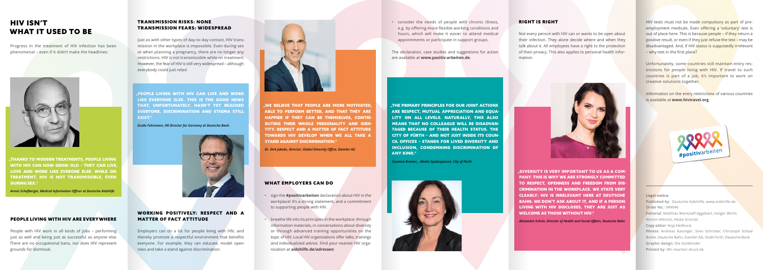# HIV ISN'T WHAT IT USED TO BE

Progress in the treatment of HIV infection has been phenomenal – even if it didn't make the headlines:

**„THANKS TO MODERN TREATMENTS, PEOPLE LIVING WITH HIV CAN NOW GROW OLD – THEY CAN LIVE, LOVE AND WORK LIKE EVERONE ELSE. WHILE ON TREATMENT, HIV IS NOT TRANSMISSIBLE, EVEN DURING SEX."**

*Armin Schafberger, Medical Information Officer at Deutsche Aidshilfe*

### PEOPLE LIVING WITH HIV ARE EVERYWHERE

People with HIV work in all kinds of jobs – performing just as well and being just as successful as anyone else. There are no occupational bans, nor does HIV represent grounds for dismissal.

### TRANSMISSION RISKS: NONE TRANSMISSION FEARS: WIDESPREAD

Just as with other types of day-to-day contact, HIV transmission in the workplace is impossible. Even during sex or when planning a pregnancy, there are no longer any restrictions: HIV is not transmissible while on treatment. However, the fear of HIV is still very widespread – although everybody could just relax!

**„PEOPLE LIVING WITH HIV CAN LIVE AND WORK LIKE EVERYONE ELSE. THIS IS THE GOOD NEWS THAT, UNFORTUNATELY, HASN'T YET REACHED EVERYONE. DISCRIMINATION AND STIGMA STILL EXIST."**

*Guido Fuhrmann, HR Director for Germany at Deutsche Bank*

### WORKING POSITIVELY: RESPECT AND A MATTER OF FACT ATTITUDE

Employers can do a lot for people living with HIV, and thereby promote a respectful environment that benefits everyone. For example, they can educate, model openness and take a stand against discrimination.

**„WE BELIEVE THAT PEOPLE ARE MORE MOTIVATED, ABLE TO PERFORM BETTER, AND THAT THEY ARE HAPPIER IF THEY CAN BE THEMSELVES, CONTRIBUTING THEIR WHOLE PERSONALITY AND IDENTITY. RESPECT AND A MATTER OF FACT ATTITUDE TOWARDS HIV DEVELOP WHEN WE ALL TAKE A STAND AGAINST DISCRIMINATION."**

*Dr. Dirk Jakobs, Director, Global Diversity Office, Daimler AG*

### WHAT EMPLOYERS CAN DO

- sign the **#positivarbeiten** declaration about HIV in the workplace! It's a strong statement, and a commitment to supporting people with HIV.
- breathe life into its principles in the workplace: through information materials, in conversations about diversity or through advanced training opportunities on the topic of HIV. Local HIV organizations offer talks, trainings and individualized advice. Find your nearest HIV organization at **aidshilfe.de/adressen**
- consider the needs of people with chronic illness, e.g. by offering more flexible working conditions and hours, which will make it easier to attend medical appointments or participate in support groups.

The declaration, case studies and suggestions for action are available at **www.positiv-arbeiten.de**.

**„THE PRIMARY PRINCIPLES FOR OUR JOINT ACTIONS ARE RESPECT, MUTUAL APPRECIATION AND EQUALITY ON ALL LEVELS. NATURALLY, THIS ALSO MEANS THAT NO COLLEAGUE WILL BE DISADVANTAGED BECAUSE OF THEIR HEALTH STATUS. THE CITY OF FÜRTH – AND NOT JUST INSIDE ITS COUNCIL OFFICES – STANDS FOR LIVED DIVERSITY AND INCLUSION, CONDEMNING DISCRIMINATION OF ANY KIND."**

*Susanne Kramer, , Media Spokesperson, City of Fürth*

### RIGHT IS RIGHT

Not every person with HIV can or wants to be open about their infection. They alone decide where and when they talk about it. All employees have a right to the protection of their privacy. This also applies to personal health information.

**„DIVERSITY IS VERY IMPORTANT TO US AS A COMPANY. THIS IS WHY WE ARE STRONGLY COMMITTED TO RESPECT, OPENNESS AND FREEDOM FROM DISCRIMINATION IN THE WORKPLACE. WE STATE VERY CLEARLY: HIV IS IRRELEVANT HERE AT DEUTSCHE BAHN. WE DON'T ASK ABOUT IT, AND IF A PERSON LIVING WITH HIV DISCLOSES, THEY ARE JUST AS WELCOME AS THOSE WITHOUT HIV."**

*Alexandra Schulz, Director of Health and Social Affairs, Deutsche Bahn*

HIV tests must not be made compulsory as part of pre-employment medicals. Even offering a 'voluntary' test is out of place here. This is because people – if they return a positive result, or even if they just refuse the test – may be disadvantaged. And, if HIV status is supposedly irrelevant – why test in the first place?

Unfortunately, some countries still maintain entry restrictions for people living with HIV. If travel to such countries is part of a job, it's important to work on creative solutions together.

Information on the entry restrictions of various countries is available at **www.hivtravel.org**

#positivarbeiten

**Legal notice**
**Published by:** Deutsche Aidshilfe, www.aidshilfe.de
**Order No.:** 049046
**Editorial:** Matthias Wentzlaff-Eggebert, Holger Wicht, Kerstin Mörsch, Heike Gronski
**Copy editor:** Anja Feldhorst
**Photos:** Andreas Kaisinger, Sven Schröder, Christoph Schaal Breite, Deutsche Bahn, Daimler AG, Stadt Fürth, Deutsche Bank
**Graphic design:** Die Goldkinder
**Printed by:** Wir-machen-druck.de